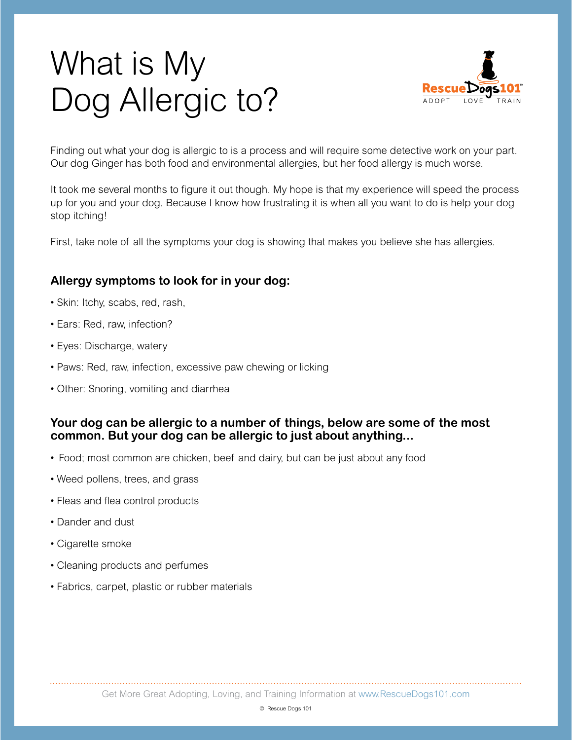# What is My Dog Allergic to?

Finding out what your dog is allergic to is a process and will require some detective work on your part. Our dog Ginger has both food and environmental allergies, but her food allergy is much worse.

It took me several months to figure it out though. My hope is that my experience will speed the process up for you and your dog. Because I know how frustrating it is when all you want to do is help your dog stop itching!

First, take note of all the symptoms your dog is showing that makes you believe she has allergies.

### Allergy symptoms to look for in your dog:

- Skin: Itchy, scabs, red, rash,
- Ears: Red, raw, infection?
- Eyes: Discharge, watery
- Paws: Red, raw, infection, excessive paw chewing or licking
- Other: Snoring, vomiting and diarrhea

### Your dog can be allergic to a number of things, below are some of the most common. But your dog can be allergic to just about anything...

- Food; most common are chicken, beef and dairy, but can be just about any food
- Weed pollens, trees, and grass
- Fleas and flea control products
- Dander and dust
- Cigarette smoke
- Cleaning products and perfumes
- Fabrics, carpet, plastic or rubber materials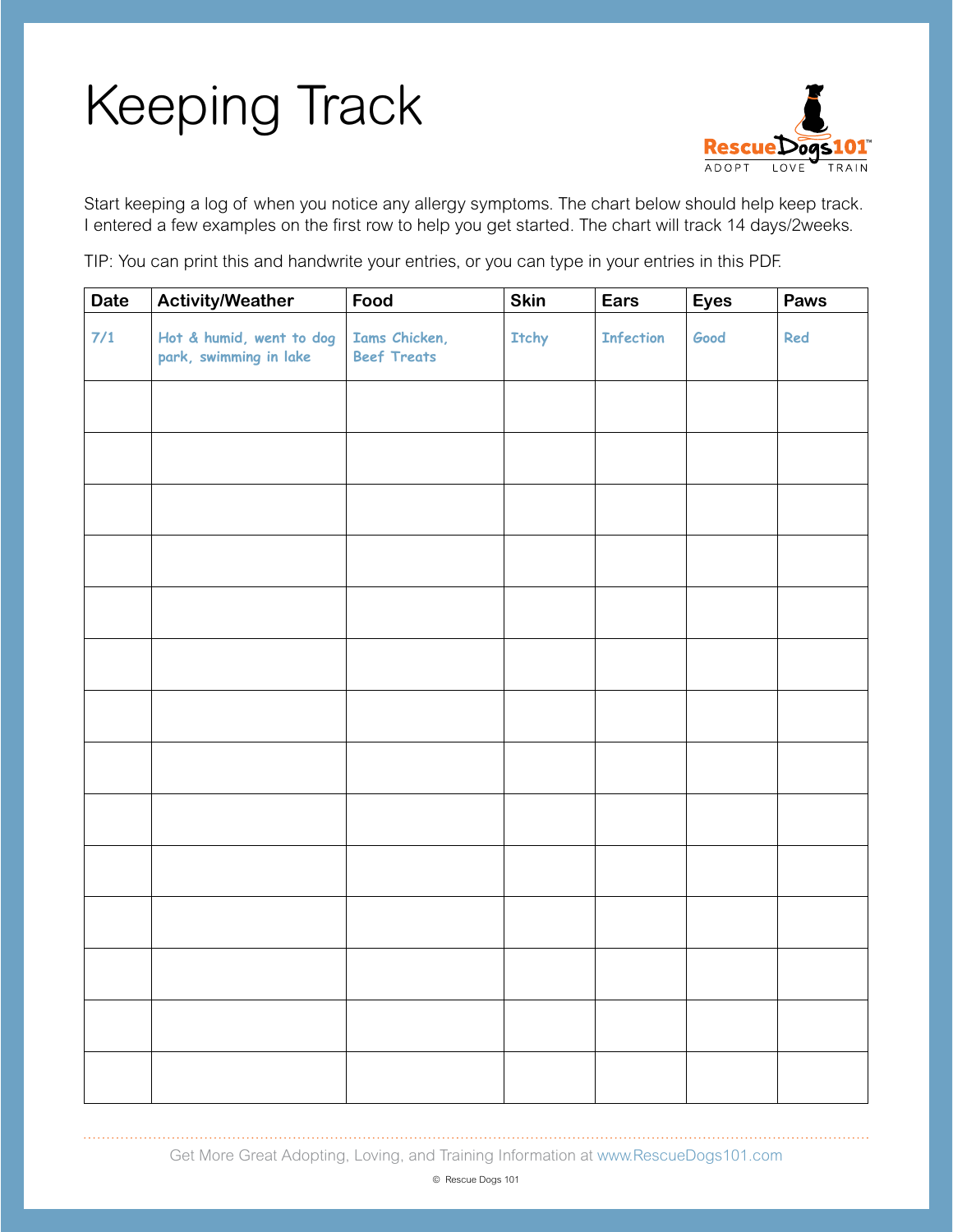# Keeping Track

Start keeping a log of when you notice any allergy symptoms. The chart below should help keep track. I entered a few examples on the first row to help you get started. The chart will track 14 days/2weeks.

TIP: You can print this and handwrite your entries, or you can type in your entries in this PDF.

| Date | Activity/Weather | Food | Skin | Ears | Eyes | Paws |
|---|---|---|---|---|---|---|
| 7/1 | Hot & humid, went to dog park, swimming in lake | Iams Chicken, Beef Treats | Itchy | Infection | Good | Red |
| | | | | | | |
| | | | | | | |
| | | | | | | |
| | | | | | | |
| | | | | | | |
| | | | | | | |
| | | | | | | |
| | | | | | | |
| | | | | | | |
| | | | | | | |
| | | | | | | |
| | | | | | | |
| | | | | | | |
| | | | | | | |

Get More Great Adopting, Loving, and Training Information at www.RescueDogs101.com

© Rescue Dogs 101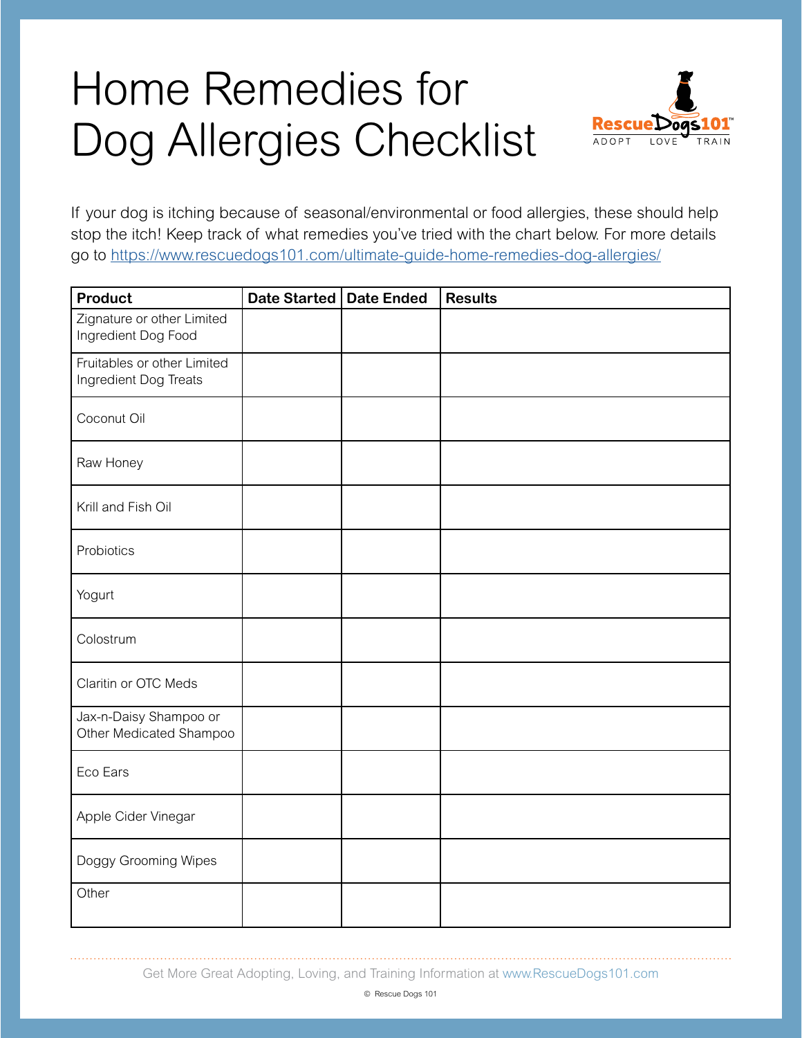# Home Remedies for Dog Allergies Checklist

If your dog is itching because of seasonal/environmental or food allergies, these should help stop the itch! Keep track of what remedies you've tried with the chart below. For more details go to https://www.rescuedogs101.com/ultimate-guide-home-remedies-dog-allergies/

| Product | Date Started | Date Ended | Results |
| --- | --- | --- | --- |
| Zignature or other Limited Ingredient Dog Food | | | |
| Fruitables or other Limited Ingredient Dog Treats | | | |
| Coconut Oil | | | |
| Raw Honey | | | |
| Krill and Fish Oil | | | |
| Probiotics | | | |
| Yogurt | | | |
| Colostrum | | | |
| Claritin or OTC Meds | | | |
| Jax-n-Daisy Shampoo or Other Medicated Shampoo | | | |
| Eco Ears | | | |
| Apple Cider Vinegar | | | |
| Doggy Grooming Wipes | | | |
| Other | | | |

Get More Great Adopting, Loving, and Training Information at www.RescueDogs101.com

© Rescue Dogs 101